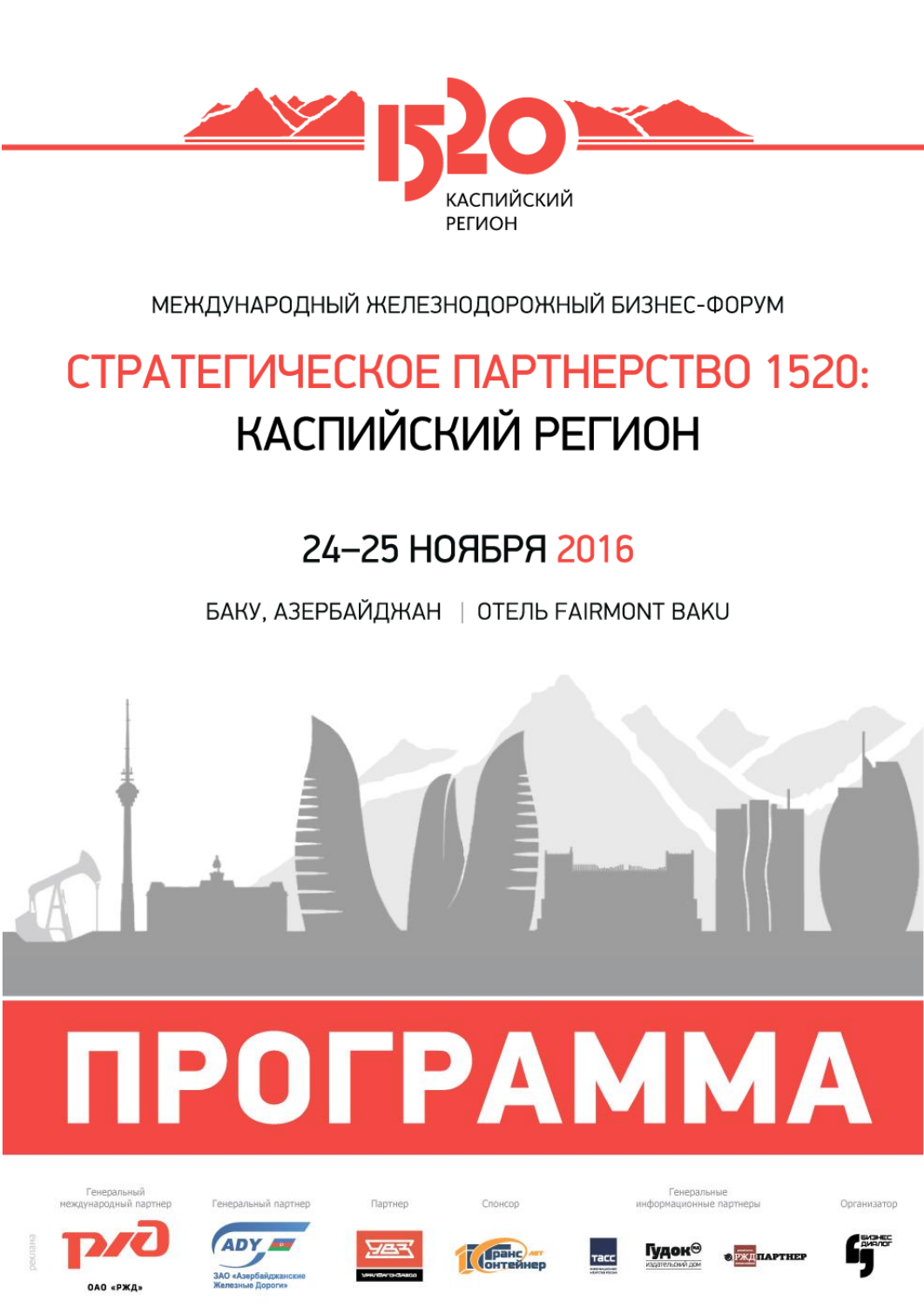1520 КАСПИЙСКИЙ РЕГИОН

МЕЖДУНАРОДНЫЙ ЖЕЛЕЗНОДОРОЖНЫЙ БИЗНЕС-ФОРУМ

# СТРАТЕГИЧЕСКОЕ ПАРТНЕРСТВО 1520: КАСПИЙСКИЙ РЕГИОН

## 24–25 НОЯБРЯ 2016

БАКУ, АЗЕРБАЙДЖАН | ОТЕЛЬ FAIRMONT BAKU

# ПРОГРАММА

Генеральный международный партнер — ОАО «РЖД»

Генеральный партнер — ЗАО «Азербайджанские Железные Дороги»

Партнер

Спонсор

Генеральные информационные партнеры

Организатор

реклама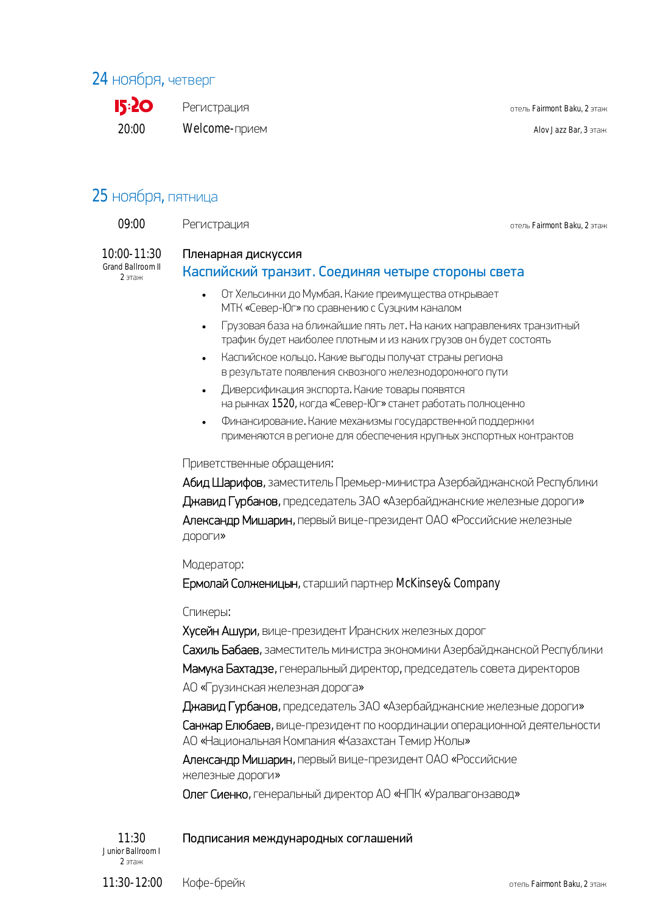## 24 ноября, четверг

| | | |
|---|---|---|
| 15:20 | Регистрация | отель Fairmont Baku, 2 этаж |
| 20:00 | Welcome-прием | Alov Jazz Bar, 3 этаж |

## 25 ноября, пятница

| | | |
|---|---|---|
| 09:00 | Регистрация | отель Fairmont Baku, 2 этаж |

**10:00-11:30**
Grand Ballroom II
2 этаж

**Пленарная дискуссия**

### Каспийский транзит. Соединяя четыре стороны света

- От Хельсинки до Мумбая. Какие преимущества открывает МТК «Север-Юг» по сравнению с Суэцким каналом
- Грузовая база на ближайшие пять лет. На каких направлениях транзитный трафик будет наиболее плотным и из каких грузов он будет состоять
- Каспийское кольцо. Какие выгоды получат страны региона в результате появления сквозного железнодорожного пути
- Диверсификация экспорта. Какие товары появятся на рынках 1520, когда «Север-Юг» станет работать полноценно
- Финансирование. Какие механизмы государственной поддержки применяются в регионе для обеспечения крупных экспортных контрактов

Приветственные обращения:

**Абид Шарифов**, заместитель Премьер-министра Азербайджанской Республики
**Джавид Гурбанов**, председатель ЗАО «Азербайджанские железные дороги»
**Александр Мишарин**, первый вице-президент ОАО «Российские железные дороги»

Модератор:

**Ермолай Солженицын**, старший партнер McKinsey& Company

Спикеры:

**Хусейн Ашури**, вице-президент Иранских железных дорог
**Сахиль Бабаев**, заместитель министра экономики Азербайджанской Республики
**Мамука Бахтадзе**, генеральный директор, председатель совета директоров АО «Грузинская железная дорога»
**Джавид Гурбанов**, председатель ЗАО «Азербайджанские железные дороги»
**Санжар Елюбаев**, вице-президент по координации операционной деятельности АО «Национальная Компания «Казахстан Темир Жолы»
**Александр Мишарин**, первый вице-президент ОАО «Российские железные дороги»
**Олег Сиенко**, генеральный директор АО «НПК «Уралвагонзавод»

**11:30**
Junior Ballroom I
2 этаж

**Подписания международных соглашений**

| | | |
|---|---|---|
| 11:30-12:00 | Кофе-брейк | отель Fairmont Baku, 2 этаж |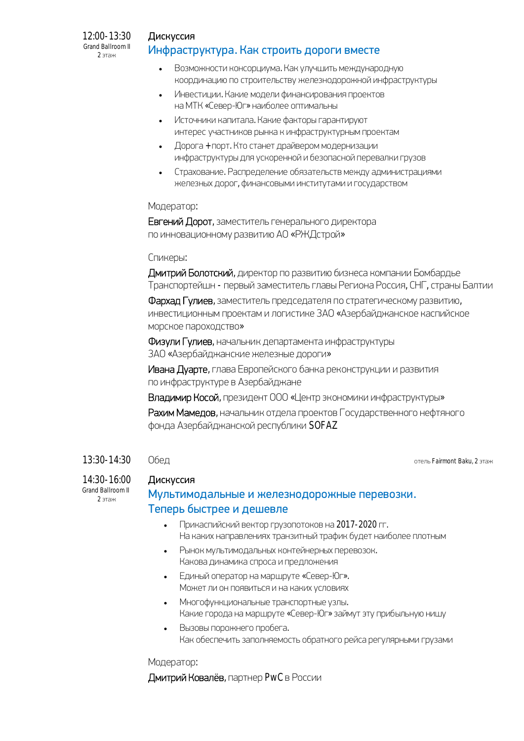**12:00-13:30**
Grand Ballroom II
2 этаж

Дискуссия

## Инфраструктура. Как строить дороги вместе

- Возможности консорциума. Как улучшить международную координацию по строительству железнодорожной инфраструктуры
- Инвестиции. Какие модели финансирования проектов на МТК «Север-Юг» наиболее оптимальны
- Источники капитала. Какие факторы гарантируют интерес участников рынка к инфраструктурным проектам
- Дорога + порт. Кто станет драйвером модернизации инфраструктуры для ускоренной и безопасной перевалки грузов
- Страхование. Распределение обязательств между администрациями железных дорог, финансовыми институтами и государством

Модератор:

**Евгений Дорот**, заместитель генерального директора по инновационному развитию АО «РЖДстрой»

Спикеры:

**Дмитрий Болотский**, директор по развитию бизнеса компании Бомбардье Транспортейшн - первый заместитель главы Региона Россия, СНГ, страны Балтии

**Фархад Гулиев**, заместитель председателя по стратегическому развитию, инвестиционным проектам и логистике ЗАО «Азербайджанское каспийское морское пароходство»

**Физули Гулиев**, начальник департамента инфраструктуры ЗАО «Азербайджанские железные дороги»

**Ивана Дуарте**, глава Европейского банка реконструкции и развития по инфраструктуре в Азербайджане

**Владимир Косой**, президент ООО «Центр экономики инфраструктуры»

**Рахим Мамедов**, начальник отдела проектов Государственного нефтяного фонда Азербайджанской республики SOFAZ

**13:30-14:30** Обед — отель Fairmont Baku, 2 этаж

**14:30-16:00**
Grand Ballroom II
2 этаж

Дискуссия

## Мультимодальные и железнодорожные перевозки. Теперь быстрее и дешевле

- Прикаспийский вектор грузопотоков на 2017-2020 гг.
  На каких направлениях транзитный трафик будет наиболее плотным
- Рынок мультимодальных контейнерных перевозок.
  Какова динамика спроса и предложения
- Единый оператор на маршруте «Север-Юг».
  Может ли он появиться и на каких условиях
- Многофункциональные транспортные узлы.
  Какие города на маршруте «Север-Юг» займут эту прибыльную нишу
- Вызовы порожнего пробега.
  Как обеспечить заполняемость обратного рейса регулярными грузами

Модератор:

**Дмитрий Ковалёв**, партнер PwC в России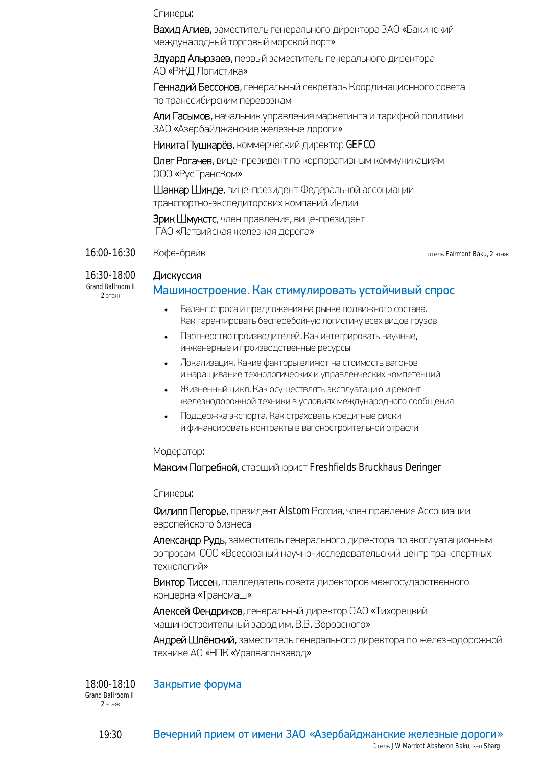Спикеры:

**Вахид Алиев**, заместитель генерального директора ЗАО «Бакинский международный торговый морской порт»

**Эдуард Алырзаев**, первый заместитель генерального директора АО «РЖД Логистика»

**Геннадий Бессонов**, генеральный секретарь Координационного совета по транссибирским перевозкам

**Али Гасымов**, начальник управления маркетинга и тарифной политики ЗАО «Азербайджанские железные дороги»

**Никита Пушкарёв**, коммерческий директор GEFCO

**Олег Рогачев**, вице-президент по корпоративным коммуникациям ООО «РусТрансКом»

**Шанкар Шинде**, вице-президент Федеральной ассоциации транспортно-экспедиторских компаний Индии

**Эрик Шмукстс**, член правления, вице-президент ГАО «Латвийская железная дорога»

**16:00-16:30** Кофе-брейк — отель Fairmont Baku, 2 этаж

**16:30-18:00**
Grand Ballroom II
2 этаж

**Дискуссия**

## Машиностроение. Как стимулировать устойчивый спрос

- Баланс спроса и предложения на рынке подвижного состава. Как гарантировать бесперебойную логистику всех видов грузов
- Партнерство производителей. Как интегрировать научные, инженерные и производственные ресурсы
- Локализация. Какие факторы влияют на стоимость вагонов и наращивание технологических и управленческих компетенций
- Жизненный цикл. Как осуществлять эксплуатацию и ремонт железнодорожной техники в условиях международного сообщения
- Поддержка экспорта. Как страховать кредитные риски и финансировать контракты в вагоностроительной отрасли

Модератор:

**Максим Погребной**, старший юрист Freshfields Bruckhaus Deringer

Спикеры:

**Филипп Пегорье**, президент Alstom Россия, член правления Ассоциации европейского бизнеса

**Александр Рудь**, заместитель генерального директора по эксплуатационным вопросам ООО «Всесоюзный научно-исследовательский центр транспортных технологий»

**Виктор Тиссен**, председатель совета директоров межгосударственного концерна «Трансмаш»

**Алексей Фендриков**, генеральный директор ОАО «Тихорецкий машиностроительный завод им. В.В. Воровского»

**Андрей Шлёнский**, заместитель генерального директора по железнодорожной технике АО «НПК «Уралвагонзавод»

**18:00-18:10**
Grand Ballroom II
2 этаж

## Закрытие форума

**19:30**

## Вечерний прием от имени ЗАО «Азербайджанские железные дороги»

Отель JW Marriott Absheron Baku, зал Sharg